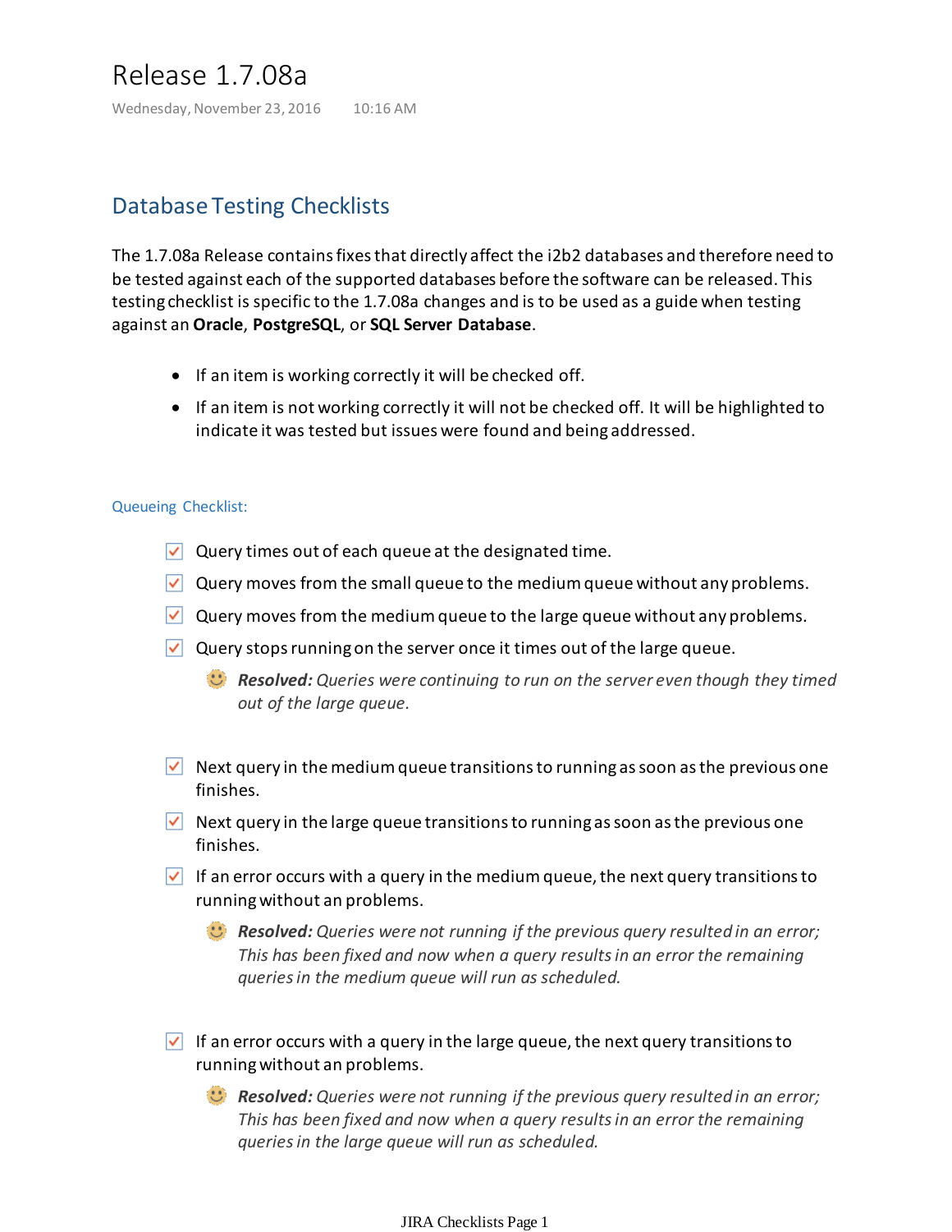# Release 1.7.08a

Wednesday, November 23, 2016 10:16 AM

## Database Testing Checklists

The 1.7.08a Release contains fixes that directly affect the i2b2 databases and therefore need to be tested against each of the supported databases before the software can be released. This testing checklist is specific to the 1.7.08a changes and is to be used as a guide when testing against an **Oracle**, **PostgreSQL**, or **SQL Server Database**.

- If an item is working correctly it will be checked off.
- If an item is not working correctly it will not be checked off. It will be highlighted to indicate it was tested but issues were found and being addressed.

### Queueing Checklist:

- [x] Query times out of each queue at the designated time.
- [x] Query moves from the small queue to the medium queue without any problems.
- [x] Query moves from the medium queue to the large queue without any problems.
- [x] Query stops running on the server once it times out of the large queue.

  ☺ ***Resolved:*** *Queries were continuing to run on the server even though they timed out of the large queue.*

- [x] Next query in the medium queue transitions to running as soon as the previous one finishes.
- [x] Next query in the large queue transitions to running as soon as the previous one finishes.
- [x] If an error occurs with a query in the medium queue, the next query transitions to running without an problems.

  ☺ ***Resolved:*** *Queries were not running if the previous query resulted in an error; This has been fixed and now when a query results in an error the remaining queries in the medium queue will run as scheduled.*

- [x] If an error occurs with a query in the large queue, the next query transitions to running without an problems.

  ☺ ***Resolved:*** *Queries were not running if the previous query resulted in an error; This has been fixed and now when a query results in an error the remaining queries in the large queue will run as scheduled.*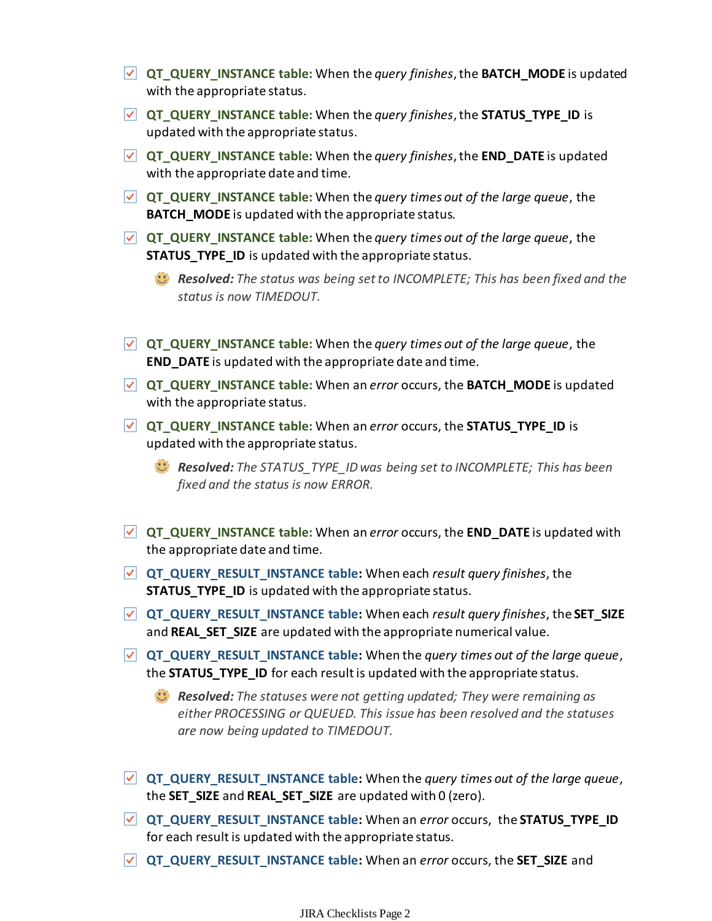- [x] **QT_QUERY_INSTANCE table:** When the *query finishes*, the **BATCH_MODE** is updated with the appropriate status.
- [x] **QT_QUERY_INSTANCE table:** When the *query finishes*, the **STATUS_TYPE_ID** is updated with the appropriate status.
- [x] **QT_QUERY_INSTANCE table:** When the *query finishes*, the **END_DATE** is updated with the appropriate date and time.
- [x] **QT_QUERY_INSTANCE table:** When the *query times out of the large queue*, the **BATCH_MODE** is updated with the appropriate status.
- [x] **QT_QUERY_INSTANCE table:** When the *query times out of the large queue*, the **STATUS_TYPE_ID** is updated with the appropriate status.

  ☺ ***Resolved:*** *The status was being set to INCOMPLETE; This has been fixed and the status is now TIMEDOUT.*

- [x] **QT_QUERY_INSTANCE table:** When the *query times out of the large queue*, the **END_DATE** is updated with the appropriate date and time.
- [x] **QT_QUERY_INSTANCE table:** When an *error* occurs, the **BATCH_MODE** is updated with the appropriate status.
- [x] **QT_QUERY_INSTANCE table:** When an *error* occurs, the **STATUS_TYPE_ID** is updated with the appropriate status.

  ☺ ***Resolved:*** *The STATUS_TYPE_ID was being set to INCOMPLETE; This has been fixed and the status is now ERROR.*

- [x] **QT_QUERY_INSTANCE table:** When an *error* occurs, the **END_DATE** is updated with the appropriate date and time.
- [x] **QT_QUERY_RESULT_INSTANCE table:** When each *result query finishes*, the **STATUS_TYPE_ID** is updated with the appropriate status.
- [x] **QT_QUERY_RESULT_INSTANCE table:** When each *result query finishes*, the **SET_SIZE** and **REAL_SET_SIZE** are updated with the appropriate numerical value.
- [x] **QT_QUERY_RESULT_INSTANCE table:** When the *query times out of the large queue*, the **STATUS_TYPE_ID** for each result is updated with the appropriate status.

  ☺ ***Resolved:*** *The statuses were not getting updated; They were remaining as either PROCESSING or QUEUED. This issue has been resolved and the statuses are now being updated to TIMEDOUT.*

- [x] **QT_QUERY_RESULT_INSTANCE table:** When the *query times out of the large queue*, the **SET_SIZE** and **REAL_SET_SIZE** are updated with 0 (zero).
- [x] **QT_QUERY_RESULT_INSTANCE table:** When an *error* occurs, the **STATUS_TYPE_ID** for each result is updated with the appropriate status.
- [x] **QT_QUERY_RESULT_INSTANCE table:** When an *error* occurs, the **SET_SIZE** and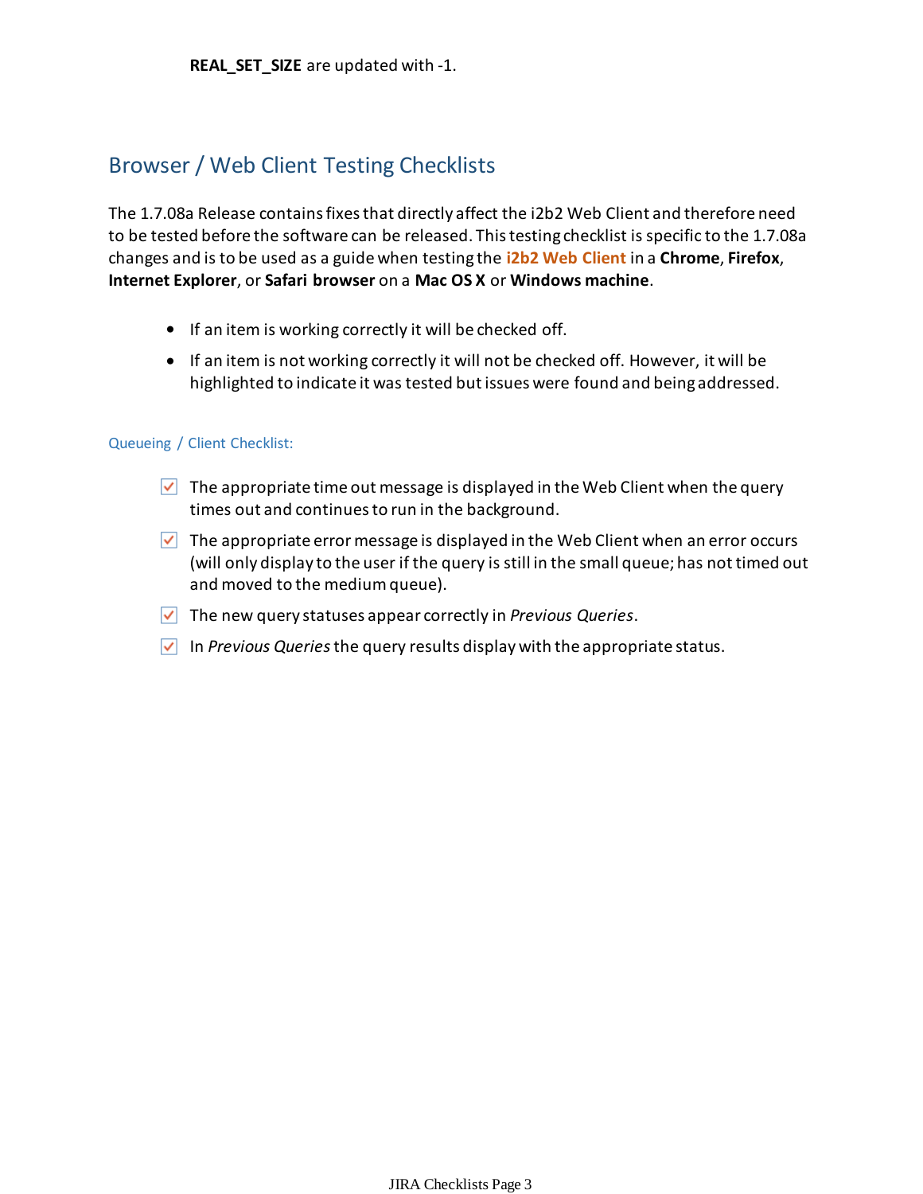**REAL_SET_SIZE** are updated with -1.

## Browser / Web Client Testing Checklists

The 1.7.08a Release contains fixes that directly affect the i2b2 Web Client and therefore need to be tested before the software can be released. This testing checklist is specific to the 1.7.08a changes and is to be used as a guide when testing the **i2b2 Web Client** in a **Chrome**, **Firefox**, **Internet Explorer**, or **Safari browser** on a **Mac OS X** or **Windows machine**.

- If an item is working correctly it will be checked off.
- If an item is not working correctly it will not be checked off. However, it will be highlighted to indicate it was tested but issues were found and being addressed.

### Queueing / Client Checklist:

- [x] The appropriate time out message is displayed in the Web Client when the query times out and continues to run in the background.
- [x] The appropriate error message is displayed in the Web Client when an error occurs (will only display to the user if the query is still in the small queue; has not timed out and moved to the medium queue).
- [x] The new query statuses appear correctly in *Previous Queries*.
- [x] In *Previous Queries* the query results display with the appropriate status.